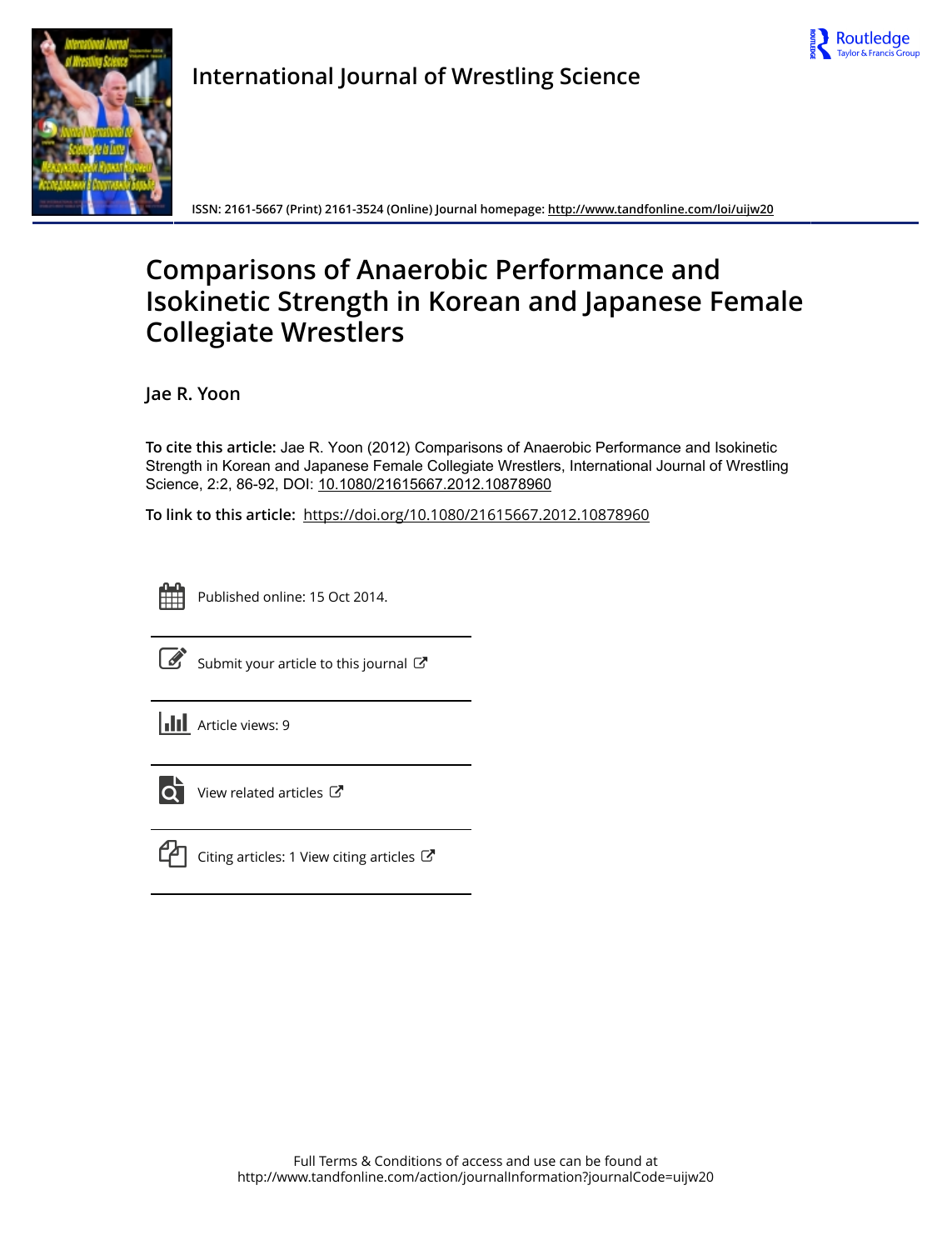International Journal of Wrestling Science

ISSN: 2161-5667 (Print) 2161-3524 (Online) Journal homepage: http://www.tandfonline.com/loi/uijw20

# Comparisons of Anaerobic Performance and Isokinetic Strength in Korean and Japanese Female Collegiate Wrestlers

Jae R. Yoon

**To cite this article:** Jae R. Yoon (2012) Comparisons of Anaerobic Performance and Isokinetic Strength in Korean and Japanese Female Collegiate Wrestlers, International Journal of Wrestling Science, 2:2, 86-92, DOI: 10.1080/21615667.2012.10878960

**To link to this article:** https://doi.org/10.1080/21615667.2012.10878960

Published online: 15 Oct 2014.

Submit your article to this journal

Article views: 9

View related articles

Citing articles: 1 View citing articles

Full Terms & Conditions of access and use can be found at http://www.tandfonline.com/action/journalInformation?journalCode=uijw20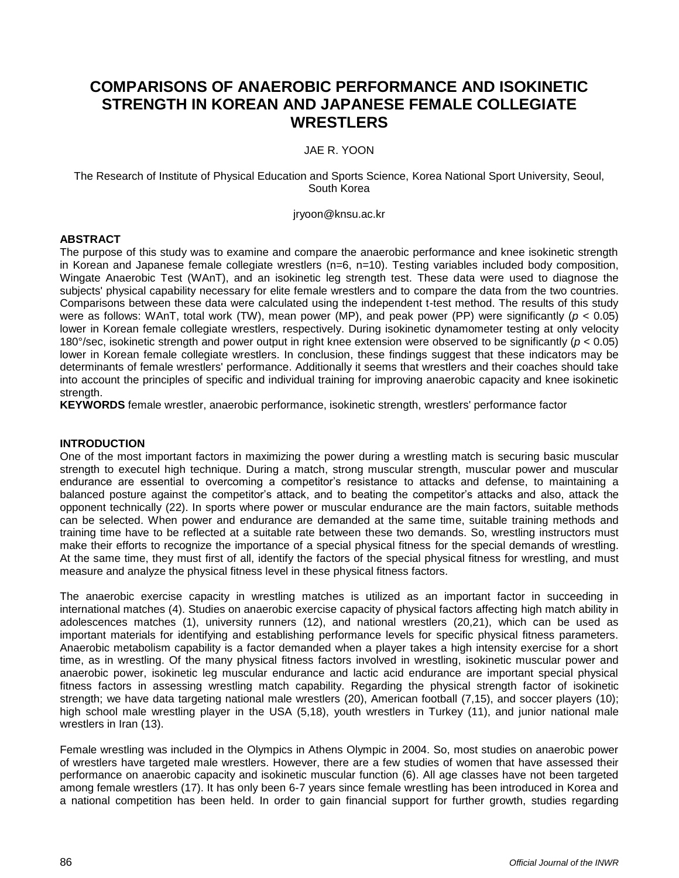# COMPARISONS OF ANAEROBIC PERFORMANCE AND ISOKINETIC STRENGTH IN KOREAN AND JAPANESE FEMALE COLLEGIATE WRESTLERS

JAE R. YOON

The Research of Institute of Physical Education and Sports Science, Korea National Sport University, Seoul, South Korea

jryoon@knsu.ac.kr

**ABSTRACT**

The purpose of this study was to examine and compare the anaerobic performance and knee isokinetic strength in Korean and Japanese female collegiate wrestlers (n=6, n=10). Testing variables included body composition, Wingate Anaerobic Test (WAnT), and an isokinetic leg strength test. These data were used to diagnose the subjects' physical capability necessary for elite female wrestlers and to compare the data from the two countries. Comparisons between these data were calculated using the independent t-test method. The results of this study were as follows: WAnT, total work (TW), mean power (MP), and peak power (PP) were significantly ($p < 0.05$) lower in Korean female collegiate wrestlers, respectively. During isokinetic dynamometer testing at only velocity 180°/sec, isokinetic strength and power output in right knee extension were observed to be significantly ($p < 0.05$) lower in Korean female collegiate wrestlers. In conclusion, these findings suggest that these indicators may be determinants of female wrestlers' performance. Additionally it seems that wrestlers and their coaches should take into account the principles of specific and individual training for improving anaerobic capacity and knee isokinetic strength.

**KEYWORDS** female wrestler, anaerobic performance, isokinetic strength, wrestlers' performance factor

**INTRODUCTION**

One of the most important factors in maximizing the power during a wrestling match is securing basic muscular strength to executel high technique. During a match, strong muscular strength, muscular power and muscular endurance are essential to overcoming a competitor's resistance to attacks and defense, to maintaining a balanced posture against the competitor's attack, and to beating the competitor's attacks and also, attack the opponent technically (22). In sports where power or muscular endurance are the main factors, suitable methods can be selected. When power and endurance are demanded at the same time, suitable training methods and training time have to be reflected at a suitable rate between these two demands. So, wrestling instructors must make their efforts to recognize the importance of a special physical fitness for the special demands of wrestling. At the same time, they must first of all, identify the factors of the special physical fitness for wrestling, and must measure and analyze the physical fitness level in these physical fitness factors.

The anaerobic exercise capacity in wrestling matches is utilized as an important factor in succeeding in international matches (4). Studies on anaerobic exercise capacity of physical factors affecting high match ability in adolescences matches (1), university runners (12), and national wrestlers (20,21), which can be used as important materials for identifying and establishing performance levels for specific physical fitness parameters. Anaerobic metabolism capability is a factor demanded when a player takes a high intensity exercise for a short time, as in wrestling. Of the many physical fitness factors involved in wrestling, isokinetic muscular power and anaerobic power, isokinetic leg muscular endurance and lactic acid endurance are important special physical fitness factors in assessing wrestling match capability. Regarding the physical strength factor of isokinetic strength; we have data targeting national male wrestlers (20), American football (7,15), and soccer players (10); high school male wrestling player in the USA (5,18), youth wrestlers in Turkey (11), and junior national male wrestlers in Iran (13).

Female wrestling was included in the Olympics in Athens Olympic in 2004. So, most studies on anaerobic power of wrestlers have targeted male wrestlers. However, there are a few studies of women that have assessed their performance on anaerobic capacity and isokinetic muscular function (6). All age classes have not been targeted among female wrestlers (17). It has only been 6-7 years since female wrestling has been introduced in Korea and a national competition has been held. In order to gain financial support for further growth, studies regarding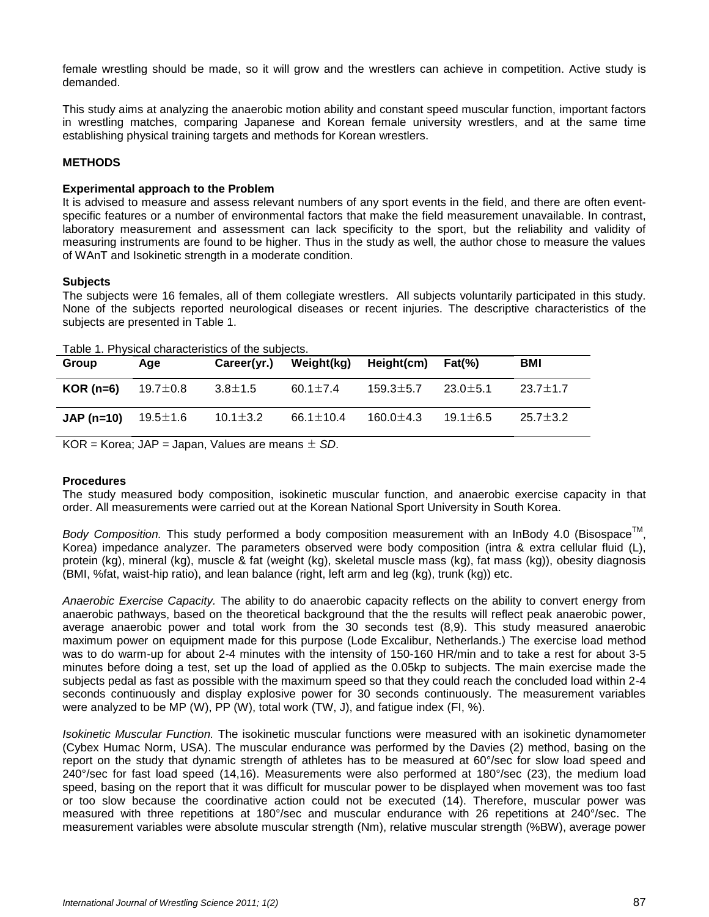female wrestling should be made, so it will grow and the wrestlers can achieve in competition. Active study is demanded.

This study aims at analyzing the anaerobic motion ability and constant speed muscular function, important factors in wrestling matches, comparing Japanese and Korean female university wrestlers, and at the same time establishing physical training targets and methods for Korean wrestlers.

## METHODS

### Experimental approach to the Problem

It is advised to measure and assess relevant numbers of any sport events in the field, and there are often event-specific features or a number of environmental factors that make the field measurement unavailable. In contrast, laboratory measurement and assessment can lack specificity to the sport, but the reliability and validity of measuring instruments are found to be higher. Thus in the study as well, the author chose to measure the values of WAnT and Isokinetic strength in a moderate condition.

### Subjects

The subjects were 16 females, all of them collegiate wrestlers. All subjects voluntarily participated in this study. None of the subjects reported neurological diseases or recent injuries. The descriptive characteristics of the subjects are presented in Table 1.

Table 1. Physical characteristics of the subjects.

| Group | Age | Career(yr.) | Weight(kg) | Height(cm) | Fat(%) | BMI |
|---|---|---|---|---|---|---|
| **KOR (n=6)** | 19.7±0.8 | 3.8±1.5 | 60.1±7.4 | 159.3±5.7 | 23.0±5.1 | 23.7±1.7 |
| **JAP (n=10)** | 19.5±1.6 | 10.1±3.2 | 66.1±10.4 | 160.0±4.3 | 19.1±6.5 | 25.7±3.2 |

KOR = Korea; JAP = Japan, Values are means ± *SD*.

### Procedures

The study measured body composition, isokinetic muscular function, and anaerobic exercise capacity in that order. All measurements were carried out at the Korean National Sport University in South Korea.

*Body Composition.* This study performed a body composition measurement with an InBody 4.0 (Bisospace™, Korea) impedance analyzer. The parameters observed were body composition (intra & extra cellular fluid (L), protein (kg), mineral (kg), muscle & fat (weight (kg), skeletal muscle mass (kg), fat mass (kg)), obesity diagnosis (BMI, %fat, waist-hip ratio), and lean balance (right, left arm and leg (kg), trunk (kg)) etc.

*Anaerobic Exercise Capacity.* The ability to do anaerobic capacity reflects on the ability to convert energy from anaerobic pathways, based on the theoretical background that the the results will reflect peak anaerobic power, average anaerobic power and total work from the 30 seconds test (8,9). This study measured anaerobic maximum power on equipment made for this purpose (Lode Excalibur, Netherlands.) The exercise load method was to do warm-up for about 2-4 minutes with the intensity of 150-160 HR/min and to take a rest for about 3-5 minutes before doing a test, set up the load of applied as the 0.05kp to subjects. The main exercise made the subjects pedal as fast as possible with the maximum speed so that they could reach the concluded load within 2-4 seconds continuously and display explosive power for 30 seconds continuously. The measurement variables were analyzed to be MP (W), PP (W), total work (TW, J), and fatigue index (FI, %).

*Isokinetic Muscular Function.* The isokinetic muscular functions were measured with an isokinetic dynamometer (Cybex Humac Norm, USA). The muscular endurance was performed by the Davies (2) method, basing on the report on the study that dynamic strength of athletes has to be measured at 60°/sec for slow load speed and 240°/sec for fast load speed (14,16). Measurements were also performed at 180°/sec (23), the medium load speed, basing on the report that it was difficult for muscular power to be displayed when movement was too fast or too slow because the coordinative action could not be executed (14). Therefore, muscular power was measured with three repetitions at 180°/sec and muscular endurance with 26 repetitions at 240°/sec. The measurement variables were absolute muscular strength (Nm), relative muscular strength (%BW), average power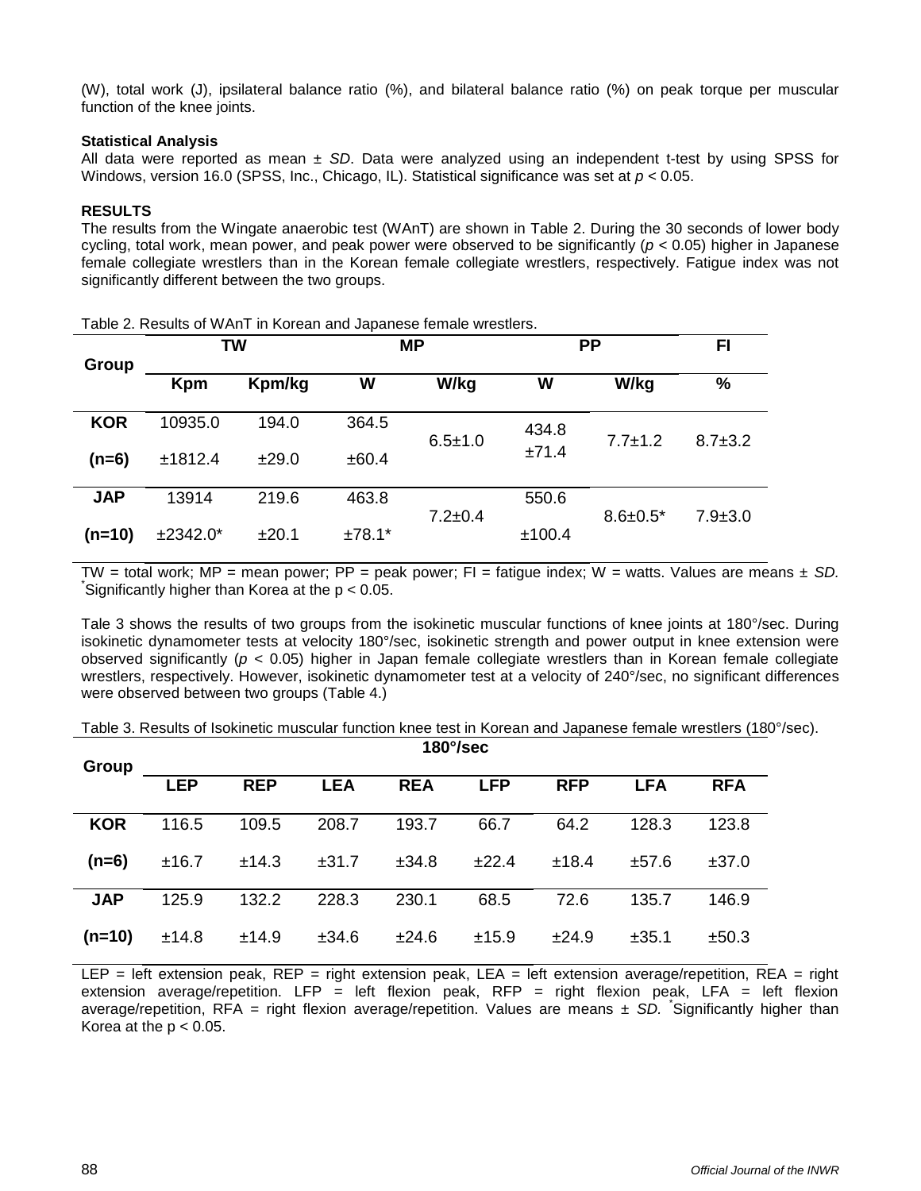(W), total work (J), ipsilateral balance ratio (%), and bilateral balance ratio (%) on peak torque per muscular function of the knee joints.

**Statistical Analysis**

All data were reported as mean ± *SD*. Data were analyzed using an independent t-test by using SPSS for Windows, version 16.0 (SPSS, Inc., Chicago, IL). Statistical significance was set at $p < 0.05$.

**RESULTS**

The results from the Wingate anaerobic test (WAnT) are shown in Table 2. During the 30 seconds of lower body cycling, total work, mean power, and peak power were observed to be significantly ($p < 0.05$) higher in Japanese female collegiate wrestlers than in the Korean female collegiate wrestlers, respectively. Fatigue index was not significantly different between the two groups.

Table 2. Results of WAnT in Korean and Japanese female wrestlers.

| Group | TW | | MP | | PP | | FI |
|---|---|---|---|---|---|---|---|
| | Kpm | Kpm/kg | W | W/kg | W | W/kg | % |
| KOR (n=6) | 10935.0 ±1812.4 | 194.0 ±29.0 | 364.5 ±60.4 | 6.5±1.0 | 434.8 ±71.4 | 7.7±1.2 | 8.7±3.2 |
| JAP (n=10) | 13914 ±2342.0* | 219.6 ±20.1 | 463.8 ±78.1* | 7.2±0.4 | 550.6 ±100.4 | 8.6±0.5* | 7.9±3.0 |

TW = total work; MP = mean power; PP = peak power; FI = fatigue index; W = watts. Values are means ± *SD.* *Significantly higher than Korea at the p < 0.05.

Tale 3 shows the results of two groups from the isokinetic muscular functions of knee joints at 180°/sec. During isokinetic dynamometer tests at velocity 180°/sec, isokinetic strength and power output in knee extension were observed significantly ($p < 0.05$) higher in Japan female collegiate wrestlers than in Korean female collegiate wrestlers, respectively. However, isokinetic dynamometer test at a velocity of 240°/sec, no significant differences were observed between two groups (Table 4.)

Table 3. Results of Isokinetic muscular function knee test in Korean and Japanese female wrestlers (180°/sec).

| Group | 180°/sec | | | | | | | |
|---|---|---|---|---|---|---|---|---|
| | LEP | REP | LEA | REA | LFP | RFP | LFA | RFA |
| KOR (n=6) | 116.5 ±16.7 | 109.5 ±14.3 | 208.7 ±31.7 | 193.7 ±34.8 | 66.7 ±22.4 | 64.2 ±18.4 | 128.3 ±57.6 | 123.8 ±37.0 |
| JAP (n=10) | 125.9 ±14.8 | 132.2 ±14.9 | 228.3 ±34.6 | 230.1 ±24.6 | 68.5 ±15.9 | 72.6 ±24.9 | 135.7 ±35.1 | 146.9 ±50.3 |

LEP = left extension peak, REP = right extension peak, LEA = left extension average/repetition, REA = right extension average/repetition. LFP = left flexion peak, RFP = right flexion peak, LFA = left flexion average/repetition, RFA = right flexion average/repetition. Values are means ± *SD.* *Significantly higher than Korea at the p < 0.05.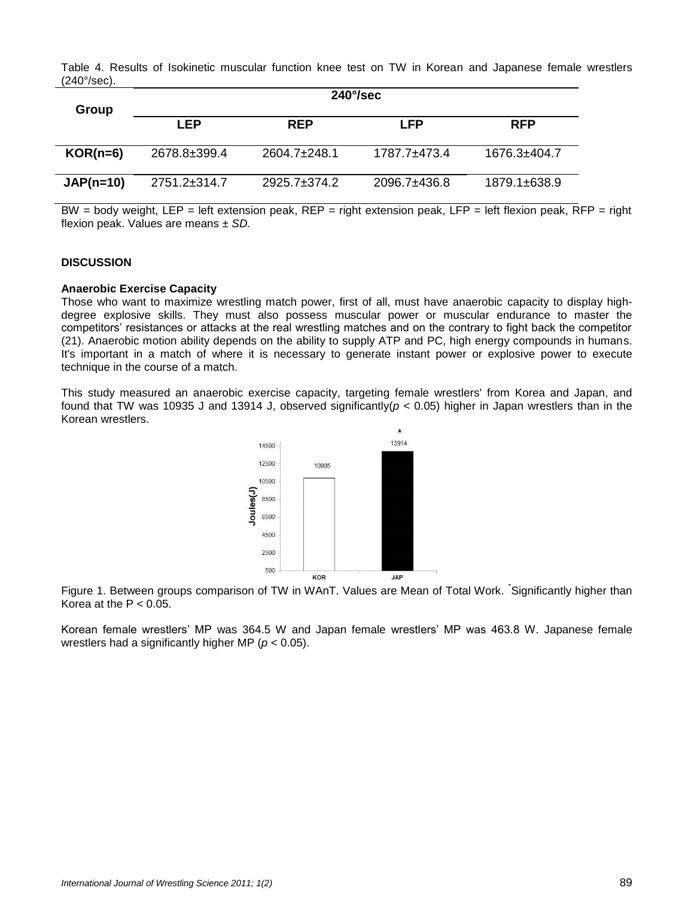Table 4. Results of Isokinetic muscular function knee test on TW in Korean and Japanese female wrestlers (240°/sec).

| Group | 240°/sec | | | |
|---|---|---|---|---|
| | **LEP** | **REP** | **LFP** | **RFP** |
| **KOR(n=6)** | 2678.8±399.4 | 2604.7±248.1 | 1787.7±473.4 | 1676.3±404.7 |
| **JAP(n=10)** | 2751.2±314.7 | 2925.7±374.2 | 2096.7±436.8 | 1879.1±638.9 |

BW = body weight, LEP = left extension peak, REP = right extension peak, LFP = left flexion peak, RFP = right flexion peak. Values are means ± *SD.*

## DISCUSSION

### Anaerobic Exercise Capacity

Those who want to maximize wrestling match power, first of all, must have anaerobic capacity to display high-degree explosive skills. They must also possess muscular power or muscular endurance to master the competitors' resistances or attacks at the real wrestling matches and on the contrary to fight back the competitor (21). Anaerobic motion ability depends on the ability to supply ATP and PC, high energy compounds in humans. It's important in a match of where it is necessary to generate instant power or explosive power to execute technique in the course of a match.

This study measured an anaerobic exercise capacity, targeting female wrestlers' from Korea and Japan, and found that TW was 10935 J and 13914 J, observed significantly($p < 0.05$) higher in Japan wrestlers than in the Korean wrestlers.

Figure 1. Between groups comparison of TW in WAnT. Values are Mean of Total Work. *Significantly higher than Korea at the $P < 0.05$.

Korean female wrestlers' MP was 364.5 W and Japan female wrestlers' MP was 463.8 W. Japanese female wrestlers had a significantly higher MP ($p < 0.05$).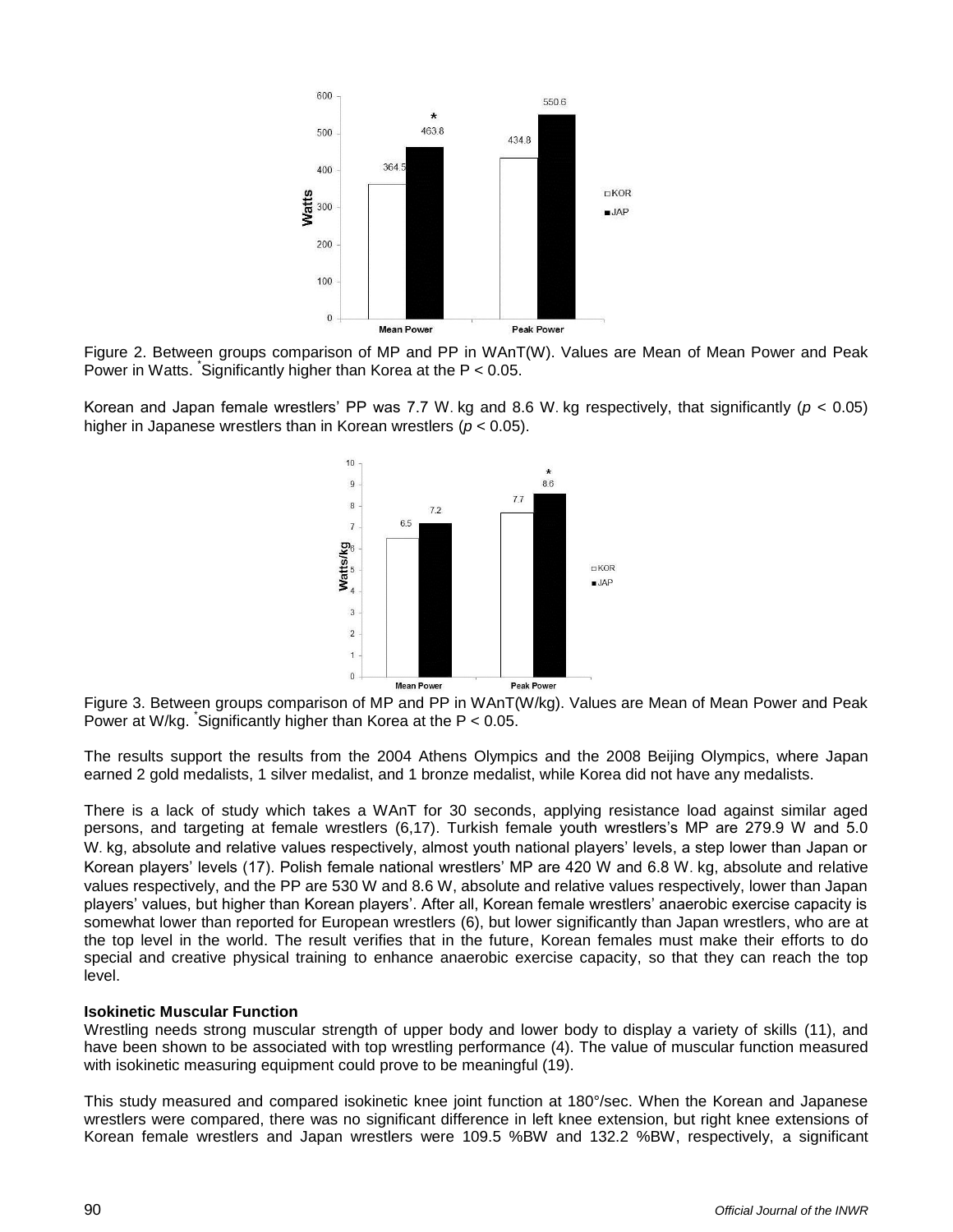Figure 2. Between groups comparison of MP and PP in WAnT(W). Values are Mean of Mean Power and Peak Power in Watts. *Significantly higher than Korea at the P < 0.05.

Korean and Japan female wrestlers' PP was 7.7 W. kg and 8.6 W. kg respectively, that significantly ($p$ < 0.05) higher in Japanese wrestlers than in Korean wrestlers ($p$ < 0.05).

Figure 3. Between groups comparison of MP and PP in WAnT(W/kg). Values are Mean of Mean Power and Peak Power at W/kg. *Significantly higher than Korea at the P < 0.05.

The results support the results from the 2004 Athens Olympics and the 2008 Beijing Olympics, where Japan earned 2 gold medalists, 1 silver medalist, and 1 bronze medalist, while Korea did not have any medalists.

There is a lack of study which takes a WAnT for 30 seconds, applying resistance load against similar aged persons, and targeting at female wrestlers (6,17). Turkish female youth wrestlers's MP are 279.9 W and 5.0 W. kg, absolute and relative values respectively, almost youth national players' levels, a step lower than Japan or Korean players' levels (17). Polish female national wrestlers' MP are 420 W and 6.8 W. kg, absolute and relative values respectively, and the PP are 530 W and 8.6 W, absolute and relative values respectively, lower than Japan players' values, but higher than Korean players'. After all, Korean female wrestlers' anaerobic exercise capacity is somewhat lower than reported for European wrestlers (6), but lower significantly than Japan wrestlers, who are at the top level in the world. The result verifies that in the future, Korean females must make their efforts to do special and creative physical training to enhance anaerobic exercise capacity, so that they can reach the top level.

**Isokinetic Muscular Function**

Wrestling needs strong muscular strength of upper body and lower body to display a variety of skills (11), and have been shown to be associated with top wrestling performance (4). The value of muscular function measured with isokinetic measuring equipment could prove to be meaningful (19).

This study measured and compared isokinetic knee joint function at 180°/sec. When the Korean and Japanese wrestlers were compared, there was no significant difference in left knee extension, but right knee extensions of Korean female wrestlers and Japan wrestlers were 109.5 %BW and 132.2 %BW, respectively, a significant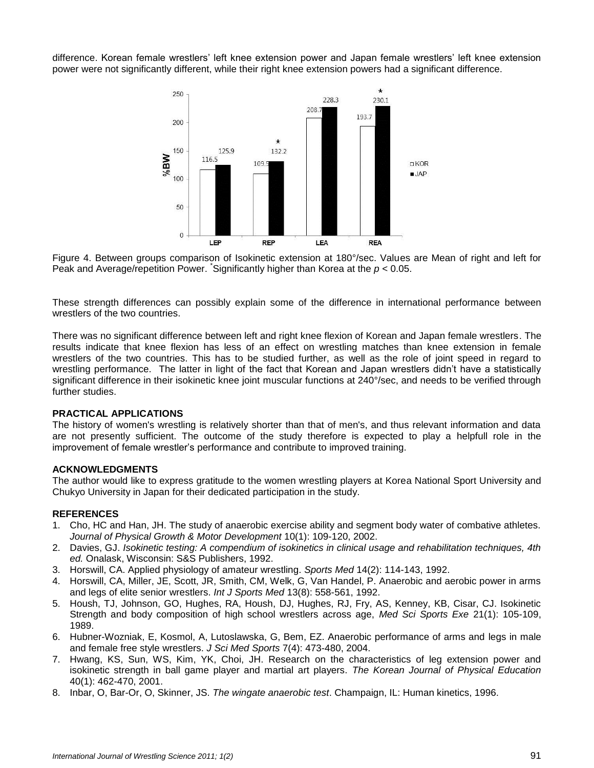difference. Korean female wrestlers' left knee extension power and Japan female wrestlers' left knee extension power were not significantly different, while their right knee extension powers had a significant difference.

Figure 4. Between groups comparison of Isokinetic extension at 180°/sec. Values are Mean of right and left for Peak and Average/repetition Power. *Significantly higher than Korea at the $p < 0.05$.

These strength differences can possibly explain some of the difference in international performance between wrestlers of the two countries.

There was no significant difference between left and right knee flexion of Korean and Japan female wrestlers. The results indicate that knee flexion has less of an effect on wrestling matches than knee extension in female wrestlers of the two countries. This has to be studied further, as well as the role of joint speed in regard to wrestling performance. The latter in light of the fact that Korean and Japan wrestlers didn't have a statistically significant difference in their isokinetic knee joint muscular functions at 240°/sec, and needs to be verified through further studies.

**PRACTICAL APPLICATIONS**

The history of women's wrestling is relatively shorter than that of men's, and thus relevant information and data are not presently sufficient. The outcome of the study therefore is expected to play a helpfull role in the improvement of female wrestler's performance and contribute to improved training.

**ACKNOWLEDGMENTS**

The author would like to express gratitude to the women wrestling players at Korea National Sport University and Chukyo University in Japan for their dedicated participation in the study.

**REFERENCES**

1. Cho, HC and Han, JH. The study of anaerobic exercise ability and segment body water of combative athletes. *Journal of Physical Growth & Motor Development* 10(1): 109-120, 2002.
2. Davies, GJ. *Isokinetic testing: A compendium of isokinetics in clinical usage and rehabilitation techniques, 4th ed.* Onalask, Wisconsin: S&S Publishers, 1992.
3. Horswill, CA. Applied physiology of amateur wrestling. *Sports Med* 14(2): 114-143, 1992.
4. Horswill, CA, Miller, JE, Scott, JR, Smith, CM, Welk, G, Van Handel, P. Anaerobic and aerobic power in arms and legs of elite senior wrestlers. *Int J Sports Med* 13(8): 558-561, 1992.
5. Housh, TJ, Johnson, GO, Hughes, RA, Housh, DJ, Hughes, RJ, Fry, AS, Kenney, KB, Cisar, CJ. Isokinetic Strength and body composition of high school wrestlers across age, *Med Sci Sports Exe* 21(1): 105-109, 1989.
6. Hubner-Wozniak, E, Kosmol, A, Lutoslawska, G, Bem, EZ. Anaerobic performance of arms and legs in male and female free style wrestlers. *J Sci Med Sports* 7(4): 473-480, 2004.
7. Hwang, KS, Sun, WS, Kim, YK, Choi, JH. Research on the characteristics of leg extension power and isokinetic strength in ball game player and martial art players. *The Korean Journal of Physical Education* 40(1): 462-470, 2001.
8. Inbar, O, Bar-Or, O, Skinner, JS. *The wingate anaerobic test*. Champaign, IL: Human kinetics, 1996.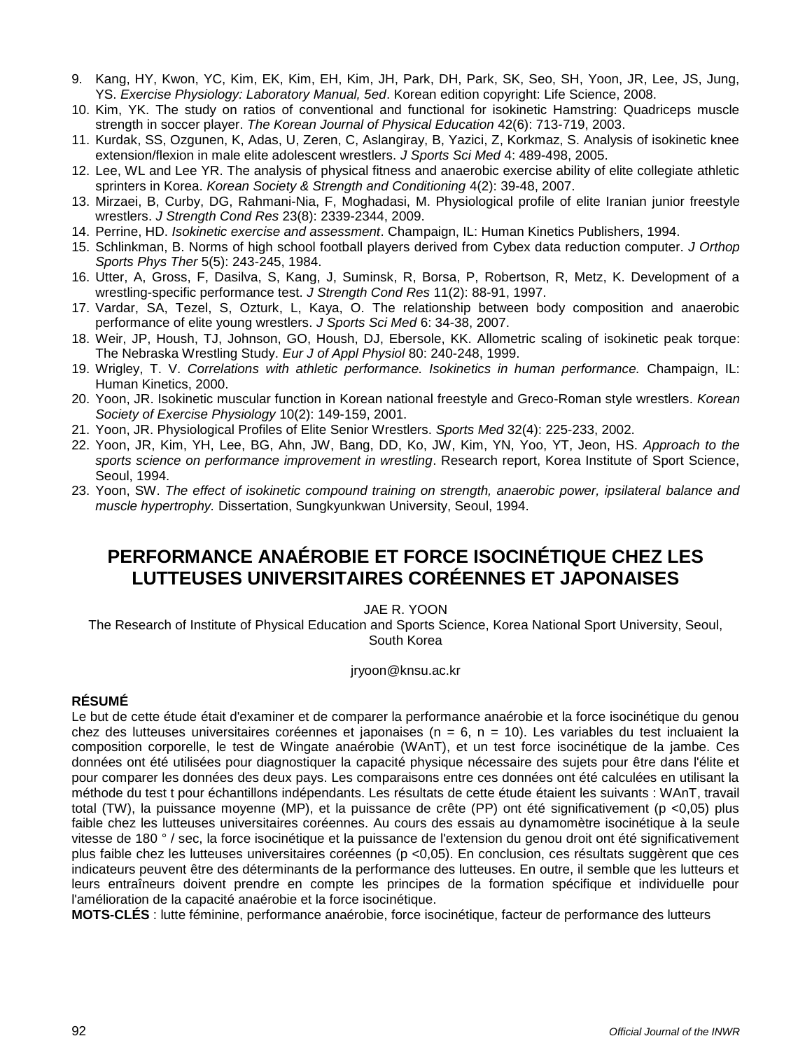9. Kang, HY, Kwon, YC, Kim, EK, Kim, EH, Kim, JH, Park, DH, Park, SK, Seo, SH, Yoon, JR, Lee, JS, Jung, YS. *Exercise Physiology: Laboratory Manual, 5ed*. Korean edition copyright: Life Science, 2008.
10. Kim, YK. The study on ratios of conventional and functional for isokinetic Hamstring: Quadriceps muscle strength in soccer player. *The Korean Journal of Physical Education* 42(6): 713-719, 2003.
11. Kurdak, SS, Ozgunen, K, Adas, U, Zeren, C, Aslangiray, B, Yazici, Z, Korkmaz, S. Analysis of isokinetic knee extension/flexion in male elite adolescent wrestlers. *J Sports Sci Med* 4: 489-498, 2005.
12. Lee, WL and Lee YR. The analysis of physical fitness and anaerobic exercise ability of elite collegiate athletic sprinters in Korea. *Korean Society & Strength and Conditioning* 4(2): 39-48, 2007.
13. Mirzaei, B, Curby, DG, Rahmani-Nia, F, Moghadasi, M. Physiological profile of elite Iranian junior freestyle wrestlers. *J Strength Cond Res* 23(8): 2339-2344, 2009.
14. Perrine, HD. *Isokinetic exercise and assessment*. Champaign, IL: Human Kinetics Publishers, 1994.
15. Schlinkman, B. Norms of high school football players derived from Cybex data reduction computer. *J Orthop Sports Phys Ther* 5(5): 243-245, 1984.
16. Utter, A, Gross, F, Dasilva, S, Kang, J, Suminsk, R, Borsa, P, Robertson, R, Metz, K. Development of a wrestling-specific performance test. *J Strength Cond Res* 11(2): 88-91, 1997.
17. Vardar, SA, Tezel, S, Ozturk, L, Kaya, O. The relationship between body composition and anaerobic performance of elite young wrestlers. *J Sports Sci Med* 6: 34-38, 2007.
18. Weir, JP, Housh, TJ, Johnson, GO, Housh, DJ, Ebersole, KK. Allometric scaling of isokinetic peak torque: The Nebraska Wrestling Study. *Eur J of Appl Physiol* 80: 240-248, 1999.
19. Wrigley, T. V. *Correlations with athletic performance. Isokinetics in human performance.* Champaign, IL: Human Kinetics, 2000.
20. Yoon, JR. Isokinetic muscular function in Korean national freestyle and Greco-Roman style wrestlers. *Korean Society of Exercise Physiology* 10(2): 149-159, 2001.
21. Yoon, JR. Physiological Profiles of Elite Senior Wrestlers. *Sports Med* 32(4): 225-233, 2002.
22. Yoon, JR, Kim, YH, Lee, BG, Ahn, JW, Bang, DD, Ko, JW, Kim, YN, Yoo, YT, Jeon, HS. *Approach to the sports science on performance improvement in wrestling*. Research report, Korea Institute of Sport Science, Seoul, 1994.
23. Yoon, SW. *The effect of isokinetic compound training on strength, anaerobic power, ipsilateral balance and muscle hypertrophy.* Dissertation, Sungkyunkwan University, Seoul, 1994.

# PERFORMANCE ANAÉROBIE ET FORCE ISOCINÉTIQUE CHEZ LES LUTTEUSES UNIVERSITAIRES CORÉENNES ET JAPONAISES

JAE R. YOON

The Research of Institute of Physical Education and Sports Science, Korea National Sport University, Seoul, South Korea

jryoon@knsu.ac.kr

**RÉSUMÉ**

Le but de cette étude était d'examiner et de comparer la performance anaérobie et la force isocinétique du genou chez des lutteuses universitaires coréennes et japonaises (n = 6, n = 10). Les variables du test incluaient la composition corporelle, le test de Wingate anaérobie (WAnT), et un test force isocinétique de la jambe. Ces données ont été utilisées pour diagnostiquer la capacité physique nécessaire des sujets pour être dans l'élite et pour comparer les données des deux pays. Les comparaisons entre ces données ont été calculées en utilisant la méthode du test t pour échantillons indépendants. Les résultats de cette étude étaient les suivants : WAnT, travail total (TW), la puissance moyenne (MP), et la puissance de crête (PP) ont été significativement ($p < 0,05$) plus faible chez les lutteuses universitaires coréennes. Au cours des essais au dynamomètre isocinétique à la seule vitesse de 180 ° / sec, la force isocinétique et la puissance de l'extension du genou droit ont été significativement plus faible chez les lutteuses universitaires coréennes ($p < 0,05$). En conclusion, ces résultats suggèrent que ces indicateurs peuvent être des déterminants de la performance des lutteuses. En outre, il semble que les lutteurs et leurs entraîneurs doivent prendre en compte les principes de la formation spécifique et individuelle pour l'amélioration de la capacité anaérobie et la force isocinétique.

**MOTS-CLÉS** : lutte féminine, performance anaérobie, force isocinétique, facteur de performance des lutteurs